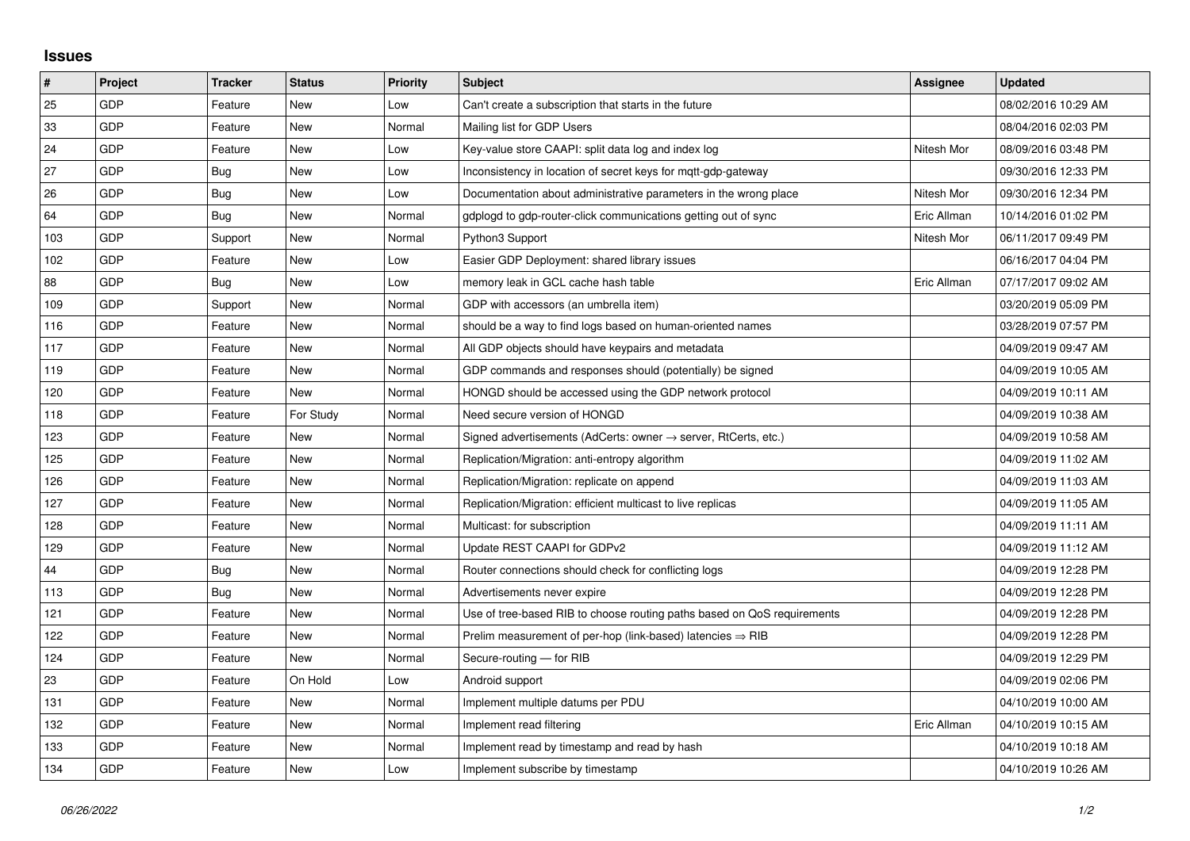## Issues

| # | Project | Tracker | Status | Priority | Subject | Assignee | Updated |
|---|---|---|---|---|---|---|---|
| 25 | GDP | Feature | New | Low | Can't create a subscription that starts in the future | | 08/02/2016 10:29 AM |
| 33 | GDP | Feature | New | Normal | Mailing list for GDP Users | | 08/04/2016 02:03 PM |
| 24 | GDP | Feature | New | Low | Key-value store CAAPI: split data log and index log | Nitesh Mor | 08/09/2016 03:48 PM |
| 27 | GDP | Bug | New | Low | Inconsistency in location of secret keys for mqtt-gdp-gateway | | 09/30/2016 12:33 PM |
| 26 | GDP | Bug | New | Low | Documentation about administrative parameters in the wrong place | Nitesh Mor | 09/30/2016 12:34 PM |
| 64 | GDP | Bug | New | Normal | gdplogd to gdp-router-click communications getting out of sync | Eric Allman | 10/14/2016 01:02 PM |
| 103 | GDP | Support | New | Normal | Python3 Support | Nitesh Mor | 06/11/2017 09:49 PM |
| 102 | GDP | Feature | New | Low | Easier GDP Deployment: shared library issues | | 06/16/2017 04:04 PM |
| 88 | GDP | Bug | New | Low | memory leak in GCL cache hash table | Eric Allman | 07/17/2017 09:02 AM |
| 109 | GDP | Support | New | Normal | GDP with accessors (an umbrella item) | | 03/20/2019 05:09 PM |
| 116 | GDP | Feature | New | Normal | should be a way to find logs based on human-oriented names | | 03/28/2019 07:57 PM |
| 117 | GDP | Feature | New | Normal | All GDP objects should have keypairs and metadata | | 04/09/2019 09:47 AM |
| 119 | GDP | Feature | New | Normal | GDP commands and responses should (potentially) be signed | | 04/09/2019 10:05 AM |
| 120 | GDP | Feature | New | Normal | HONGD should be accessed using the GDP network protocol | | 04/09/2019 10:11 AM |
| 118 | GDP | Feature | For Study | Normal | Need secure version of HONGD | | 04/09/2019 10:38 AM |
| 123 | GDP | Feature | New | Normal | Signed advertisements (AdCerts: owner → server, RtCerts, etc.) | | 04/09/2019 10:58 AM |
| 125 | GDP | Feature | New | Normal | Replication/Migration: anti-entropy algorithm | | 04/09/2019 11:02 AM |
| 126 | GDP | Feature | New | Normal | Replication/Migration: replicate on append | | 04/09/2019 11:03 AM |
| 127 | GDP | Feature | New | Normal | Replication/Migration: efficient multicast to live replicas | | 04/09/2019 11:05 AM |
| 128 | GDP | Feature | New | Normal | Multicast: for subscription | | 04/09/2019 11:11 AM |
| 129 | GDP | Feature | New | Normal | Update REST CAAPI for GDPv2 | | 04/09/2019 11:12 AM |
| 44 | GDP | Bug | New | Normal | Router connections should check for conflicting logs | | 04/09/2019 12:28 PM |
| 113 | GDP | Bug | New | Normal | Advertisements never expire | | 04/09/2019 12:28 PM |
| 121 | GDP | Feature | New | Normal | Use of tree-based RIB to choose routing paths based on QoS requirements | | 04/09/2019 12:28 PM |
| 122 | GDP | Feature | New | Normal | Prelim measurement of per-hop (link-based) latencies ⇒ RIB | | 04/09/2019 12:28 PM |
| 124 | GDP | Feature | New | Normal | Secure-routing — for RIB | | 04/09/2019 12:29 PM |
| 23 | GDP | Feature | On Hold | Low | Android support | | 04/09/2019 02:06 PM |
| 131 | GDP | Feature | New | Normal | Implement multiple datums per PDU | | 04/10/2019 10:00 AM |
| 132 | GDP | Feature | New | Normal | Implement read filtering | Eric Allman | 04/10/2019 10:15 AM |
| 133 | GDP | Feature | New | Normal | Implement read by timestamp and read by hash | | 04/10/2019 10:18 AM |
| 134 | GDP | Feature | New | Low | Implement subscribe by timestamp | | 04/10/2019 10:26 AM |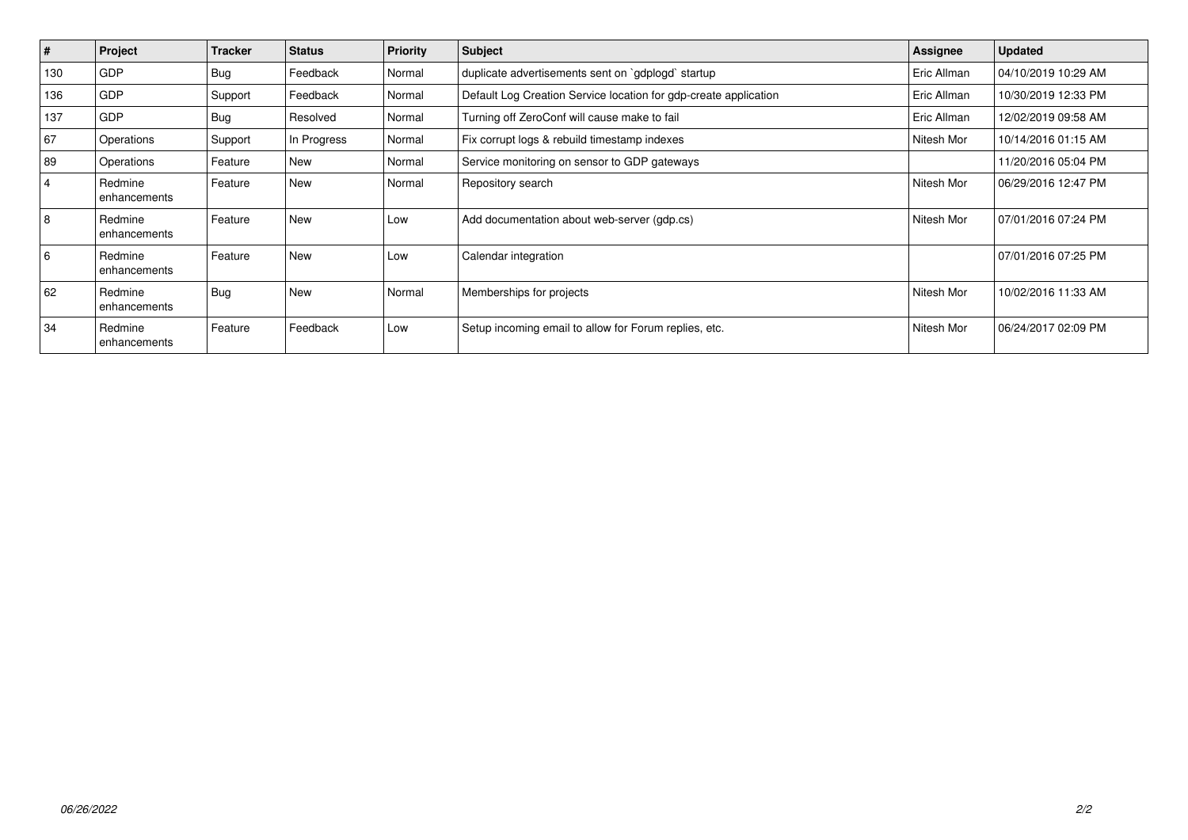| # | Project | Tracker | Status | Priority | Subject | Assignee | Updated |
| --- | --- | --- | --- | --- | --- | --- | --- |
| 130 | GDP | Bug | Feedback | Normal | duplicate advertisements sent on `gdplogd` startup | Eric Allman | 04/10/2019 10:29 AM |
| 136 | GDP | Support | Feedback | Normal | Default Log Creation Service location for gdp-create application | Eric Allman | 10/30/2019 12:33 PM |
| 137 | GDP | Bug | Resolved | Normal | Turning off ZeroConf will cause make to fail | Eric Allman | 12/02/2019 09:58 AM |
| 67 | Operations | Support | In Progress | Normal | Fix corrupt logs & rebuild timestamp indexes | Nitesh Mor | 10/14/2016 01:15 AM |
| 89 | Operations | Feature | New | Normal | Service monitoring on sensor to GDP gateways | | 11/20/2016 05:04 PM |
| 4 | Redmine enhancements | Feature | New | Normal | Repository search | Nitesh Mor | 06/29/2016 12:47 PM |
| 8 | Redmine enhancements | Feature | New | Low | Add documentation about web-server (gdp.cs) | Nitesh Mor | 07/01/2016 07:24 PM |
| 6 | Redmine enhancements | Feature | New | Low | Calendar integration | | 07/01/2016 07:25 PM |
| 62 | Redmine enhancements | Bug | New | Normal | Memberships for projects | Nitesh Mor | 10/02/2016 11:33 AM |
| 34 | Redmine enhancements | Feature | Feedback | Low | Setup incoming email to allow for Forum replies, etc. | Nitesh Mor | 06/24/2017 02:09 PM |